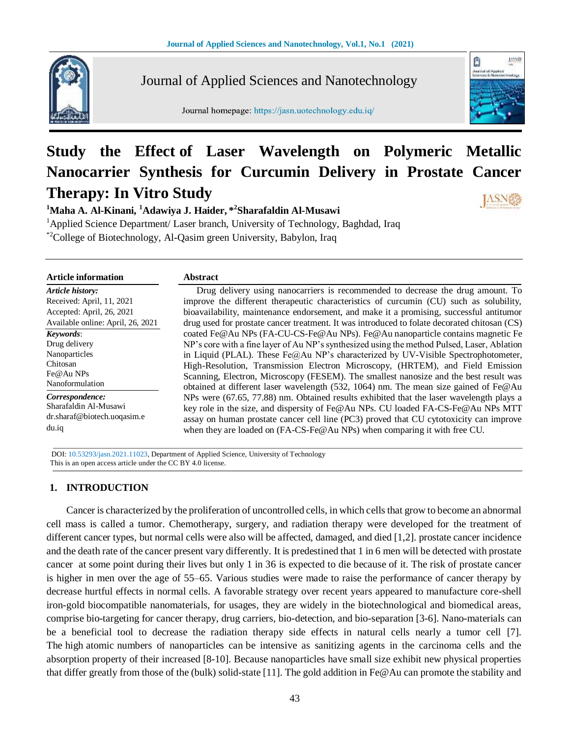# Study the Effect of Laser Wavelength on Polymeric Metallic Nanocarrier Synthesis for Curcumin Delivery in Prostate Cancer Therapy: In Vitro Study

**[1]Maha A. Al-Kinani, [1]Adawiya J. Haider, *[2]Sharafaldin Al-Musawi**

[1]Applied Science Department/ Laser branch, University of Technology, Baghdad, Iraq

*[2]College of Biotechnology, Al-Qasim green University, Babylon, Iraq

**Article information**

***Article history:***
Received: April, 11, 2021
Accepted: April, 26, 2021
Available online: April, 26, 2021

***Keywords***:
Drug delivery
Nanoparticles
Chitosan
Fe@Au NPs
Nanoformulation

***Correspondence:***
Sharafaldin Al-Musawi
dr.sharaf@biotech.uoqasim.edu.iq

**Abstract**

Drug delivery using nanocarriers is recommended to decrease the drug amount. To improve the different therapeutic characteristics of curcumin (CU) such as solubility, bioavailability, maintenance endorsement, and make it a promising, successful antitumor drug used for prostate cancer treatment. It was introduced to folate decorated chitosan (CS) coated Fe@Au NPs (FA-CU-CS-Fe@Au NPs). Fe@Au nanoparticle contains magnetic Fe NP's core with a fine layer of Au NP's synthesized using the method Pulsed, Laser, Ablation in Liquid (PLAL). These Fe@Au NP's characterized by UV-Visible Spectrophotometer, High-Resolution, Transmission Electron Microscopy, (HRTEM), and Field Emission Scanning, Electron, Microscopy (FESEM). The smallest nanosize and the best result was obtained at different laser wavelength (532, 1064) nm. The mean size gained of Fe@Au NPs were (67.65, 77.88) nm. Obtained results exhibited that the laser wavelength plays a key role in the size, and dispersity of Fe@Au NPs. CU loaded FA-CS-Fe@Au NPs MTT assay on human prostate cancer cell line (PC3) proved that CU cytotoxicity can improve when they are loaded on (FA-CS-Fe@Au NPs) when comparing it with free CU.

DOI: 10.53293/jasn.2021.11023, Department of Applied Science, University of Technology
This is an open access article under the CC BY 4.0 license.

## 1. INTRODUCTION

Cancer is characterized by the proliferation of uncontrolled cells, in which cells that grow to become an abnormal cell mass is called a tumor. Chemotherapy, surgery, and radiation therapy were developed for the treatment of different cancer types, but normal cells were also will be affected, damaged, and died [1,2]. prostate cancer incidence and the death rate of the cancer present vary differently. It is predestined that 1 in 6 men will be detected with prostate cancer at some point during their lives but only 1 in 36 is expected to die because of it. The risk of prostate cancer is higher in men over the age of 55–65. Various studies were made to raise the performance of cancer therapy by decrease hurtful effects in normal cells. A favorable strategy over recent years appeared to manufacture core-shell iron-gold biocompatible nanomaterials, for usages, they are widely in the biotechnological and biomedical areas, comprise bio-targeting for cancer therapy, drug carriers, bio-detection, and bio-separation [3-6]. Nano-materials can be a beneficial tool to decrease the radiation therapy side effects in natural cells nearly a tumor cell [7]. The high atomic numbers of nanoparticles can be intensive as sanitizing agents in the carcinoma cells and the absorption property of their increased [8-10]. Because nanoparticles have small size exhibit new physical properties that differ greatly from those of the (bulk) solid-state [11]. The gold addition in Fe@Au can promote the stability and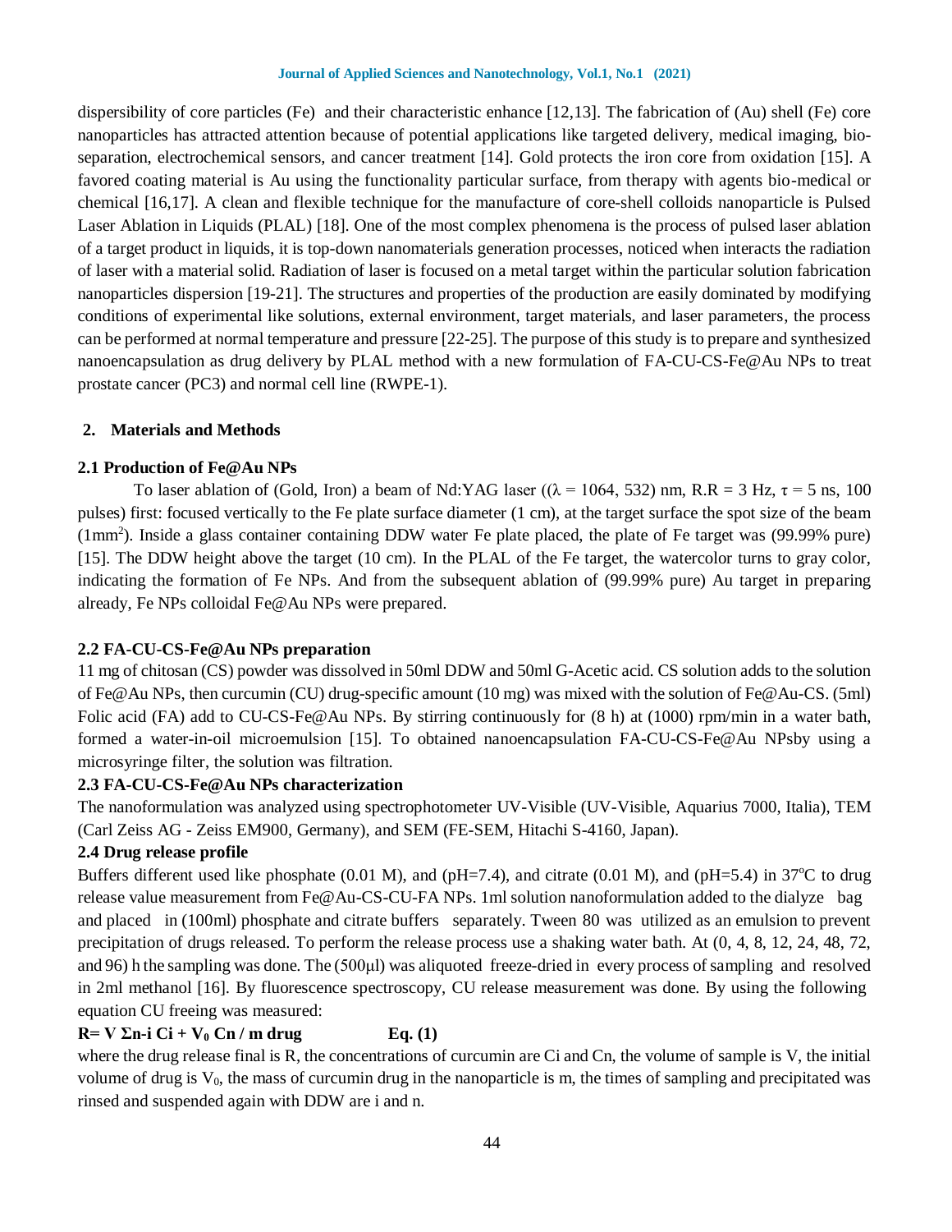dispersibility of core particles (Fe) and their characteristic enhance [12,13]. The fabrication of (Au) shell (Fe) core nanoparticles has attracted attention because of potential applications like targeted delivery, medical imaging, bio-separation, electrochemical sensors, and cancer treatment [14]. Gold protects the iron core from oxidation [15]. A favored coating material is Au using the functionality particular surface, from therapy with agents bio-medical or chemical [16,17]. A clean and flexible technique for the manufacture of core-shell colloids nanoparticle is Pulsed Laser Ablation in Liquids (PLAL) [18]. One of the most complex phenomena is the process of pulsed laser ablation of a target product in liquids, it is top-down nanomaterials generation processes, noticed when interacts the radiation of laser with a material solid. Radiation of laser is focused on a metal target within the particular solution fabrication nanoparticles dispersion [19-21]. The structures and properties of the production are easily dominated by modifying conditions of experimental like solutions, external environment, target materials, and laser parameters, the process can be performed at normal temperature and pressure [22-25]. The purpose of this study is to prepare and synthesized nanoencapsulation as drug delivery by PLAL method with a new formulation of FA-CU-CS-Fe@Au NPs to treat prostate cancer (PC3) and normal cell line (RWPE-1).

## 2. Materials and Methods

### 2.1 Production of Fe@Au NPs

To laser ablation of (Gold, Iron) a beam of Nd:YAG laser (($\lambda$ = 1064, 532) nm, R.R = 3 Hz, $\tau$ = 5 ns, 100 pulses) first: focused vertically to the Fe plate surface diameter (1 cm), at the target surface the spot size of the beam (1mm$^2$). Inside a glass container containing DDW water Fe plate placed, the plate of Fe target was (99.99% pure) [15]. The DDW height above the target (10 cm). In the PLAL of the Fe target, the watercolor turns to gray color, indicating the formation of Fe NPs. And from the subsequent ablation of (99.99% pure) Au target in preparing already, Fe NPs colloidal Fe@Au NPs were prepared.

### 2.2 FA-CU-CS-Fe@Au NPs preparation

11 mg of chitosan (CS) powder was dissolved in 50ml DDW and 50ml G-Acetic acid. CS solution adds to the solution of Fe@Au NPs, then curcumin (CU) drug-specific amount (10 mg) was mixed with the solution of Fe@Au-CS. (5ml) Folic acid (FA) add to CU-CS-Fe@Au NPs. By stirring continuously for (8 h) at (1000) rpm/min in a water bath, formed a water-in-oil microemulsion [15]. To obtained nanoencapsulation FA-CU-CS-Fe@Au NPsby using a microsyringe filter, the solution was filtration.

### 2.3 FA-CU-CS-Fe@Au NPs characterization

The nanoformulation was analyzed using spectrophotometer UV-Visible (UV-Visible, Aquarius 7000, Italia), TEM (Carl Zeiss AG - Zeiss EM900, Germany), and SEM (FE-SEM, Hitachi S-4160, Japan).

### 2.4 Drug release profile

Buffers different used like phosphate (0.01 M), and (pH=7.4), and citrate (0.01 M), and (pH=5.4) in 37$^{o}$C to drug release value measurement from Fe@Au-CS-CU-FA NPs. 1ml solution nanoformulation added to the dialyze bag and placed in (100ml) phosphate and citrate buffers separately. Tween 80 was utilized as an emulsion to prevent precipitation of drugs released. To perform the release process use a shaking water bath. At (0, 4, 8, 12, 24, 48, 72, and 96) h the sampling was done. The (500μl) was aliquoted freeze-dried in every process of sampling and resolved in 2ml methanol [16]. By fluorescence spectroscopy, CU release measurement was done. By using the following equation CU freeing was measured:

$$R = V \Sigma n\text{-}i \; Ci + V_0 \; Cn / m \; drug \qquad \text{Eq. (1)}$$

where the drug release final is R, the concentrations of curcumin are Ci and Cn, the volume of sample is V, the initial volume of drug is $V_0$, the mass of curcumin drug in the nanoparticle is m, the times of sampling and precipitated was rinsed and suspended again with DDW are i and n.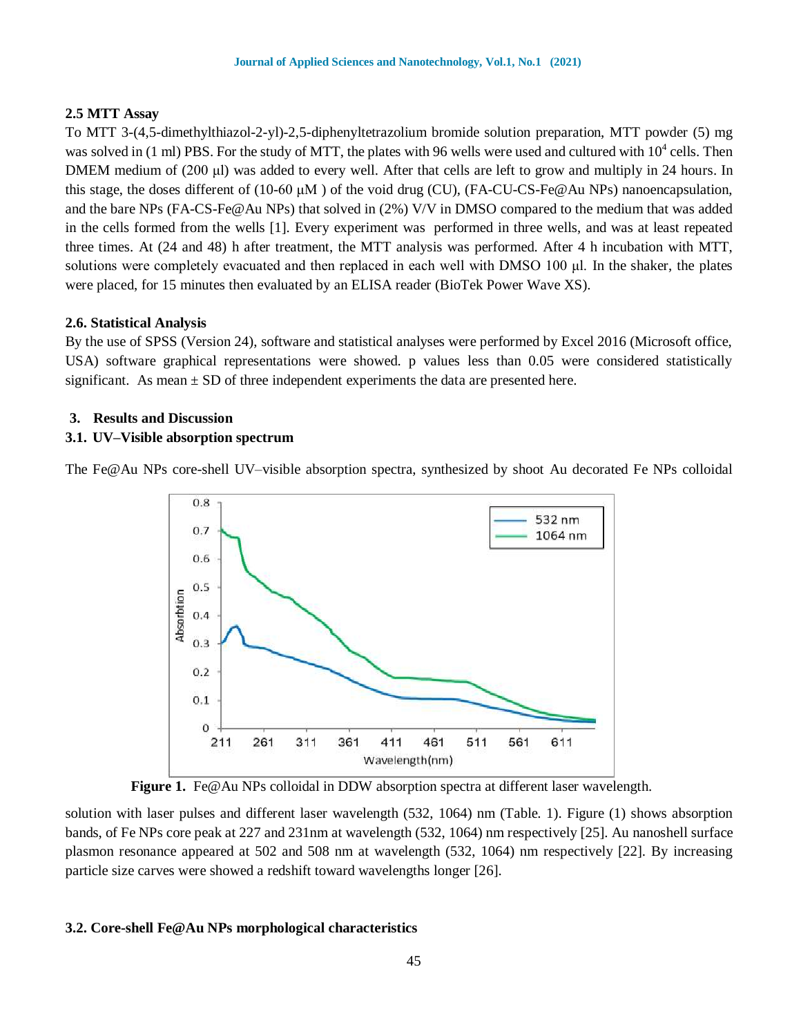### 2.5 MTT Assay

To MTT 3-(4,5-dimethylthiazol-2-yl)-2,5-diphenyltetrazolium bromide solution preparation, MTT powder (5) mg was solved in (1 ml) PBS. For the study of MTT, the plates with 96 wells were used and cultured with $10^4$ cells. Then DMEM medium of (200 µl) was added to every well. After that cells are left to grow and multiply in 24 hours. In this stage, the doses different of (10-60 µM ) of the void drug (CU), (FA-CU-CS-Fe@Au NPs) nanoencapsulation, and the bare NPs (FA-CS-Fe@Au NPs) that solved in (2%) V/V in DMSO compared to the medium that was added in the cells formed from the wells [1]. Every experiment was performed in three wells, and was at least repeated three times. At (24 and 48) h after treatment, the MTT analysis was performed. After 4 h incubation with MTT, solutions were completely evacuated and then replaced in each well with DMSO 100 µl. In the shaker, the plates were placed, for 15 minutes then evaluated by an ELISA reader (BioTek Power Wave XS).

### 2.6. Statistical Analysis

By the use of SPSS (Version 24), software and statistical analyses were performed by Excel 2016 (Microsoft office, USA) software graphical representations were showed. p values less than 0.05 were considered statistically significant. As mean ± SD of three independent experiments the data are presented here.

## 3. Results and Discussion

### 3.1. UV–Visible absorption spectrum

The Fe@Au NPs core-shell UV–visible absorption spectra, synthesized by shoot Au decorated Fe NPs colloidal

**Figure 1.** Fe@Au NPs colloidal in DDW absorption spectra at different laser wavelength.

solution with laser pulses and different laser wavelength (532, 1064) nm (Table. 1). Figure (1) shows absorption bands, of Fe NPs core peak at 227 and 231nm at wavelength (532, 1064) nm respectively [25]. Au nanoshell surface plasmon resonance appeared at 502 and 508 nm at wavelength (532, 1064) nm respectively [22]. By increasing particle size carves were showed a redshift toward wavelengths longer [26].

### 3.2. Core-shell Fe@Au NPs morphological characteristics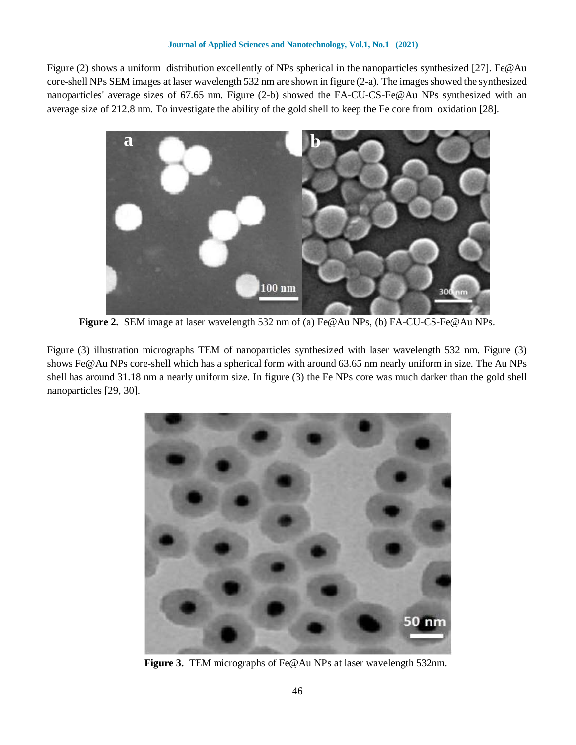Figure (2) shows a uniform distribution excellently of NPs spherical in the nanoparticles synthesized [27]. Fe@Au core-shell NPs SEM images at laser wavelength 532 nm are shown in figure (2-a). The images showed the synthesized nanoparticles' average sizes of 67.65 nm. Figure (2-b) showed the FA-CU-CS-Fe@Au NPs synthesized with an average size of 212.8 nm. To investigate the ability of the gold shell to keep the Fe core from oxidation [28].

**Figure 2.** SEM image at laser wavelength 532 nm of (a) Fe@Au NPs, (b) FA-CU-CS-Fe@Au NPs.

Figure (3) illustration micrographs TEM of nanoparticles synthesized with laser wavelength 532 nm. Figure (3) shows Fe@Au NPs core-shell which has a spherical form with around 63.65 nm nearly uniform in size. The Au NPs shell has around 31.18 nm a nearly uniform size. In figure (3) the Fe NPs core was much darker than the gold shell nanoparticles [29, 30].

**Figure 3.** TEM micrographs of Fe@Au NPs at laser wavelength 532nm.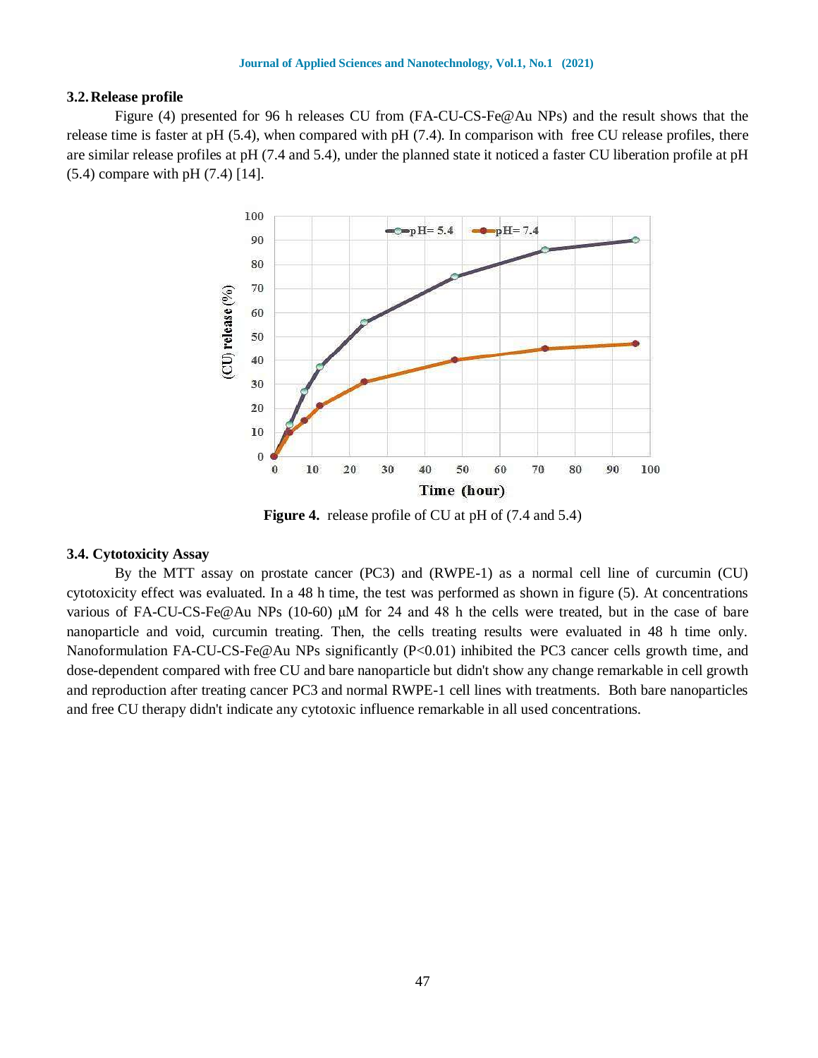### 3.2. Release profile

Figure (4) presented for 96 h releases CU from (FA-CU-CS-Fe@Au NPs) and the result shows that the release time is faster at pH (5.4), when compared with pH (7.4). In comparison with free CU release profiles, there are similar release profiles at pH (7.4 and 5.4), under the planned state it noticed a faster CU liberation profile at pH (5.4) compare with pH (7.4) [14].

**Figure 4.** release profile of CU at pH of (7.4 and 5.4)

### 3.4. Cytotoxicity Assay

By the MTT assay on prostate cancer (PC3) and (RWPE-1) as a normal cell line of curcumin (CU) cytotoxicity effect was evaluated. In a 48 h time, the test was performed as shown in figure (5). At concentrations various of FA-CU-CS-Fe@Au NPs (10-60) μM for 24 and 48 h the cells were treated, but in the case of bare nanoparticle and void, curcumin treating. Then, the cells treating results were evaluated in 48 h time only. Nanoformulation FA-CU-CS-Fe@Au NPs significantly ($P<0.01$) inhibited the PC3 cancer cells growth time, and dose-dependent compared with free CU and bare nanoparticle but didn't show any change remarkable in cell growth and reproduction after treating cancer PC3 and normal RWPE-1 cell lines with treatments. Both bare nanoparticles and free CU therapy didn't indicate any cytotoxic influence remarkable in all used concentrations.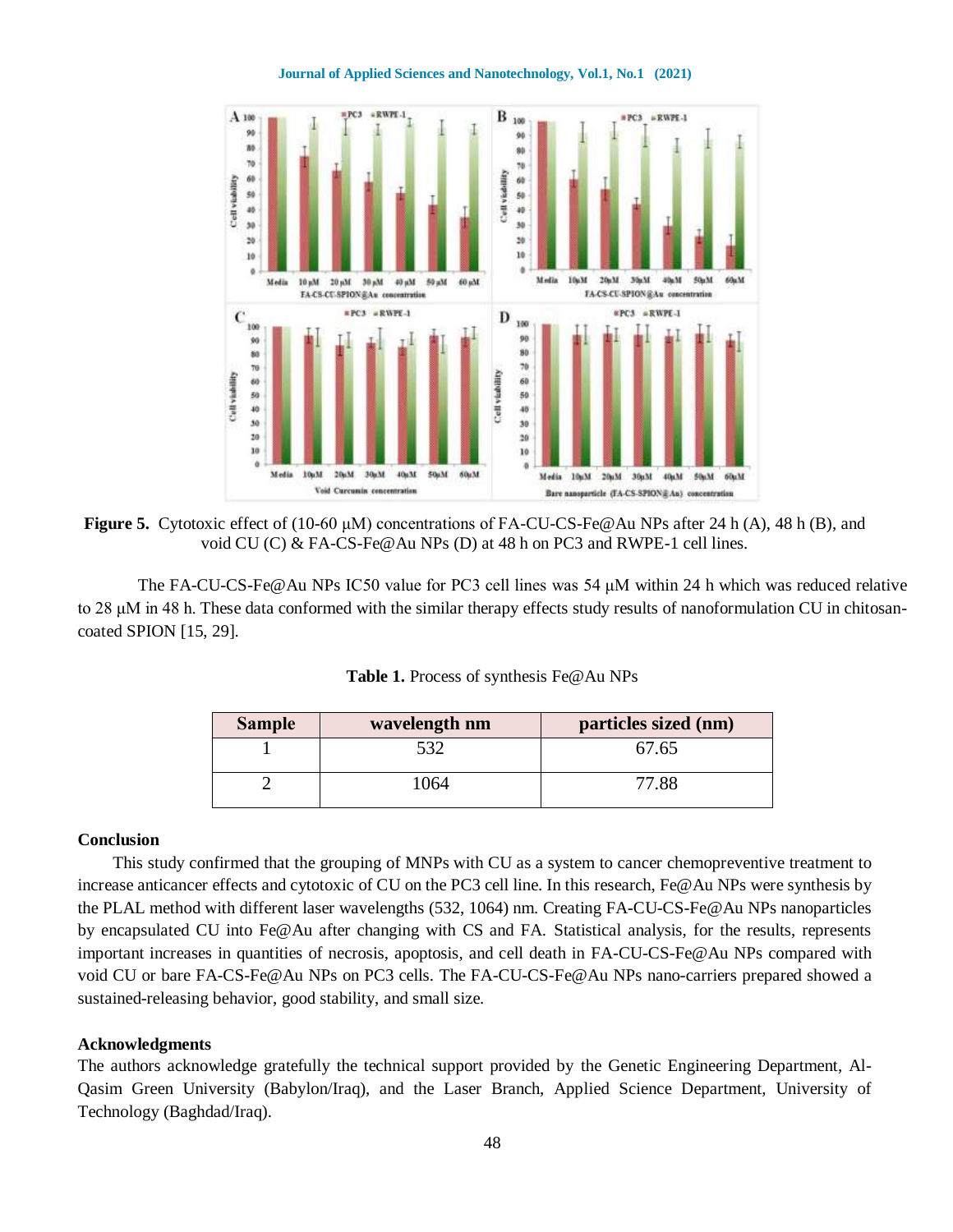**Figure 5.** Cytotoxic effect of (10-60 µM) concentrations of FA-CU-CS-Fe@Au NPs after 24 h (A), 48 h (B), and void CU (C) & FA-CS-Fe@Au NPs (D) at 48 h on PC3 and RWPE-1 cell lines.

The FA-CU-CS-Fe@Au NPs IC50 value for PC3 cell lines was 54 µM within 24 h which was reduced relative to 28 µM in 48 h. These data conformed with the similar therapy effects study results of nanoformulation CU in chitosan-coated SPION [15, 29].

**Table 1.** Process of synthesis Fe@Au NPs

| Sample | wavelength nm | particles sized (nm) |
|---|---|---|
| 1 | 532 | 67.65 |
| 2 | 1064 | 77.88 |

## Conclusion

This study confirmed that the grouping of MNPs with CU as a system to cancer chemopreventive treatment to increase anticancer effects and cytotoxic of CU on the PC3 cell line. In this research, Fe@Au NPs were synthesis by the PLAL method with different laser wavelengths (532, 1064) nm. Creating FA-CU-CS-Fe@Au NPs nanoparticles by encapsulated CU into Fe@Au after changing with CS and FA. Statistical analysis, for the results, represents important increases in quantities of necrosis, apoptosis, and cell death in FA-CU-CS-Fe@Au NPs compared with void CU or bare FA-CS-Fe@Au NPs on PC3 cells. The FA-CU-CS-Fe@Au NPs nano-carriers prepared showed a sustained-releasing behavior, good stability, and small size.

## Acknowledgments

The authors acknowledge gratefully the technical support provided by the Genetic Engineering Department, Al-Qasim Green University (Babylon/Iraq), and the Laser Branch, Applied Science Department, University of Technology (Baghdad/Iraq).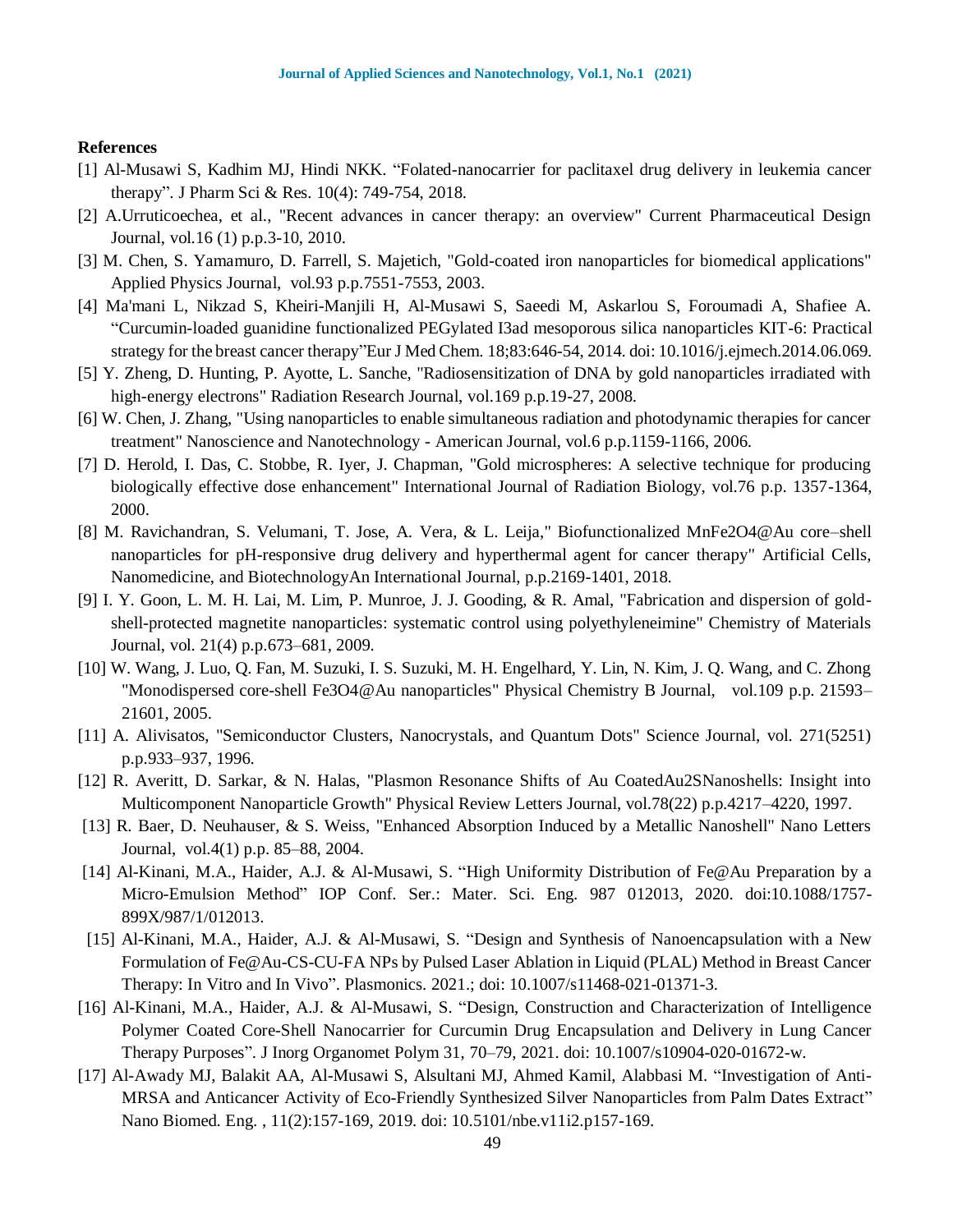**References**

[1] Al-Musawi S, Kadhim MJ, Hindi NKK. "Folated-nanocarrier for paclitaxel drug delivery in leukemia cancer therapy". J Pharm Sci & Res. 10(4): 749-754, 2018.

[2] A.Urruticoechea, et al., "Recent advances in cancer therapy: an overview" Current Pharmaceutical Design Journal, vol.16 (1) p.p.3-10, 2010.

[3] M. Chen, S. Yamamuro, D. Farrell, S. Majetich, "Gold-coated iron nanoparticles for biomedical applications" Applied Physics Journal, vol.93 p.p.7551-7553, 2003.

[4] Ma'mani L, Nikzad S, Kheiri-Manjili H, Al-Musawi S, Saeedi M, Askarlou S, Foroumadi A, Shafiee A. "Curcumin-loaded guanidine functionalized PEGylated I3ad mesoporous silica nanoparticles KIT-6: Practical strategy for the breast cancer therapy"Eur J Med Chem. 18;83:646-54, 2014. doi: 10.1016/j.ejmech.2014.06.069.

[5] Y. Zheng, D. Hunting, P. Ayotte, L. Sanche, "Radiosensitization of DNA by gold nanoparticles irradiated with high-energy electrons" Radiation Research Journal, vol.169 p.p.19-27, 2008.

[6] W. Chen, J. Zhang, "Using nanoparticles to enable simultaneous radiation and photodynamic therapies for cancer treatment" Nanoscience and Nanotechnology - American Journal, vol.6 p.p.1159-1166, 2006.

[7] D. Herold, I. Das, C. Stobbe, R. Iyer, J. Chapman, "Gold microspheres: A selective technique for producing biologically effective dose enhancement" International Journal of Radiation Biology, vol.76 p.p. 1357-1364, 2000.

[8] M. Ravichandran, S. Velumani, T. Jose, A. Vera, & L. Leija," Biofunctionalized $MnFe_2O_4$@Au core–shell nanoparticles for pH-responsive drug delivery and hyperthermal agent for cancer therapy" Artificial Cells, Nanomedicine, and BiotechnologyAn International Journal, p.p.2169-1401, 2018.

[9] I. Y. Goon, L. M. H. Lai, M. Lim, P. Munroe, J. J. Gooding, & R. Amal, "Fabrication and dispersion of gold-shell-protected magnetite nanoparticles: systematic control using polyethyleneimine" Chemistry of Materials Journal, vol. 21(4) p.p.673–681, 2009.

[10] W. Wang, J. Luo, Q. Fan, M. Suzuki, I. S. Suzuki, M. H. Engelhard, Y. Lin, N. Kim, J. Q. Wang, and C. Zhong "Monodispersed core-shell $Fe_3O_4$@Au nanoparticles" Physical Chemistry B Journal, vol.109 p.p. 21593–21601, 2005.

[11] A. Alivisatos, "Semiconductor Clusters, Nanocrystals, and Quantum Dots" Science Journal, vol. 271(5251) p.p.933–937, 1996.

[12] R. Averitt, D. Sarkar, & N. Halas, "Plasmon Resonance Shifts of Au Coated$Au_2S$Nanoshells: Insight into Multicomponent Nanoparticle Growth" Physical Review Letters Journal, vol.78(22) p.p.4217–4220, 1997.

[13] R. Baer, D. Neuhauser, & S. Weiss, "Enhanced Absorption Induced by a Metallic Nanoshell" Nano Letters Journal, vol.4(1) p.p. 85–88, 2004.

[14] Al-Kinani, M.A., Haider, A.J. & Al-Musawi, S. "High Uniformity Distribution of Fe@Au Preparation by a Micro-Emulsion Method" IOP Conf. Ser.: Mater. Sci. Eng. 987 012013, 2020. doi:10.1088/1757-899X/987/1/012013.

[15] Al-Kinani, M.A., Haider, A.J. & Al-Musawi, S. "Design and Synthesis of Nanoencapsulation with a New Formulation of Fe@Au-CS-CU-FA NPs by Pulsed Laser Ablation in Liquid (PLAL) Method in Breast Cancer Therapy: In Vitro and In Vivo". Plasmonics. 2021.; doi: 10.1007/s11468-021-01371-3.

[16] Al-Kinani, M.A., Haider, A.J. & Al-Musawi, S. "Design, Construction and Characterization of Intelligence Polymer Coated Core-Shell Nanocarrier for Curcumin Drug Encapsulation and Delivery in Lung Cancer Therapy Purposes". J Inorg Organomet Polym 31, 70–79, 2021. doi: 10.1007/s10904-020-01672-w.

[17] Al-Awady MJ, Balakit AA, Al-Musawi S, Alsultani MJ, Ahmed Kamil, Alabbasi M. "Investigation of Anti-MRSA and Anticancer Activity of Eco-Friendly Synthesized Silver Nanoparticles from Palm Dates Extract" Nano Biomed. Eng. , 11(2):157-169, 2019. doi: 10.5101/nbe.v11i2.p157-169.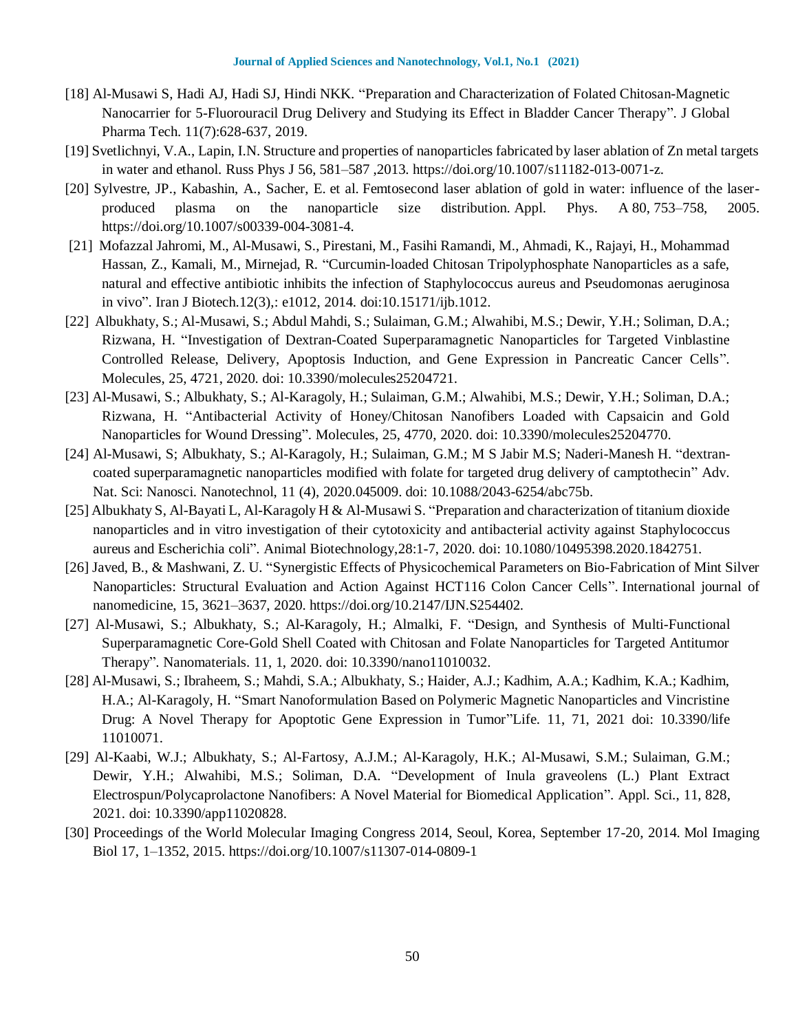[18] Al-Musawi S, Hadi AJ, Hadi SJ, Hindi NKK. "Preparation and Characterization of Folated Chitosan-Magnetic Nanocarrier for 5-Fluorouracil Drug Delivery and Studying its Effect in Bladder Cancer Therapy". J Global Pharma Tech. 11(7):628-637, 2019.

[19] Svetlichnyi, V.A., Lapin, I.N. Structure and properties of nanoparticles fabricated by laser ablation of Zn metal targets in water and ethanol. Russ Phys J 56, 581–587 ,2013. https://doi.org/10.1007/s11182-013-0071-z.

[20] Sylvestre, JP., Kabashin, A., Sacher, E. et al. Femtosecond laser ablation of gold in water: influence of the laser-produced plasma on the nanoparticle size distribution. Appl. Phys. A 80, 753–758, 2005. https://doi.org/10.1007/s00339-004-3081-4.

[21] Mofazzal Jahromi, M., Al-Musawi, S., Pirestani, M., Fasihi Ramandi, M., Ahmadi, K., Rajayi, H., Mohammad Hassan, Z., Kamali, M., Mirnejad, R. "Curcumin-loaded Chitosan Tripolyphosphate Nanoparticles as a safe, natural and effective antibiotic inhibits the infection of Staphylococcus aureus and Pseudomonas aeruginosa in vivo". Iran J Biotech.12(3),: e1012, 2014. doi:10.15171/ijb.1012.

[22] Albukhaty, S.; Al-Musawi, S.; Abdul Mahdi, S.; Sulaiman, G.M.; Alwahibi, M.S.; Dewir, Y.H.; Soliman, D.A.; Rizwana, H. "Investigation of Dextran-Coated Superparamagnetic Nanoparticles for Targeted Vinblastine Controlled Release, Delivery, Apoptosis Induction, and Gene Expression in Pancreatic Cancer Cells". Molecules, 25, 4721, 2020. doi: 10.3390/molecules25204721.

[23] Al-Musawi, S.; Albukhaty, S.; Al-Karagoly, H.; Sulaiman, G.M.; Alwahibi, M.S.; Dewir, Y.H.; Soliman, D.A.; Rizwana, H. "Antibacterial Activity of Honey/Chitosan Nanofibers Loaded with Capsaicin and Gold Nanoparticles for Wound Dressing". Molecules, 25, 4770, 2020. doi: 10.3390/molecules25204770.

[24] Al-Musawi, S; Albukhaty, S.; Al-Karagoly, H.; Sulaiman, G.M.; M S Jabir M.S; Naderi-Manesh H. "dextran-coated superparamagnetic nanoparticles modified with folate for targeted drug delivery of camptothecin" Adv. Nat. Sci: Nanosci. Nanotechnol, 11 (4), 2020.045009. doi: 10.1088/2043-6254/abc75b.

[25] Albukhaty S, Al-Bayati L, Al-Karagoly H & Al-Musawi S. "Preparation and characterization of titanium dioxide nanoparticles and in vitro investigation of their cytotoxicity and antibacterial activity against Staphylococcus aureus and Escherichia coli". Animal Biotechnology,28:1-7, 2020. doi: 10.1080/10495398.2020.1842751.

[26] Javed, B., & Mashwani, Z. U. "Synergistic Effects of Physicochemical Parameters on Bio-Fabrication of Mint Silver Nanoparticles: Structural Evaluation and Action Against HCT116 Colon Cancer Cells". International journal of nanomedicine, 15, 3621–3637, 2020. https://doi.org/10.2147/IJN.S254402.

[27] Al-Musawi, S.; Albukhaty, S.; Al-Karagoly, H.; Almalki, F. "Design, and Synthesis of Multi-Functional Superparamagnetic Core-Gold Shell Coated with Chitosan and Folate Nanoparticles for Targeted Antitumor Therapy". Nanomaterials. 11, 1, 2020. doi: 10.3390/nano11010032.

[28] Al-Musawi, S.; Ibraheem, S.; Mahdi, S.A.; Albukhaty, S.; Haider, A.J.; Kadhim, A.A.; Kadhim, K.A.; Kadhim, H.A.; Al-Karagoly, H. "Smart Nanoformulation Based on Polymeric Magnetic Nanoparticles and Vincristine Drug: A Novel Therapy for Apoptotic Gene Expression in Tumor"Life. 11, 71, 2021 doi: 10.3390/life 11010071.

[29] Al-Kaabi, W.J.; Albukhaty, S.; Al-Fartosy, A.J.M.; Al-Karagoly, H.K.; Al-Musawi, S.M.; Sulaiman, G.M.; Dewir, Y.H.; Alwahibi, M.S.; Soliman, D.A. "Development of Inula graveolens (L.) Plant Extract Electrospun/Polycaprolactone Nanofibers: A Novel Material for Biomedical Application". Appl. Sci., 11, 828, 2021. doi: 10.3390/app11020828.

[30] Proceedings of the World Molecular Imaging Congress 2014, Seoul, Korea, September 17-20, 2014. Mol Imaging Biol 17, 1–1352, 2015. https://doi.org/10.1007/s11307-014-0809-1